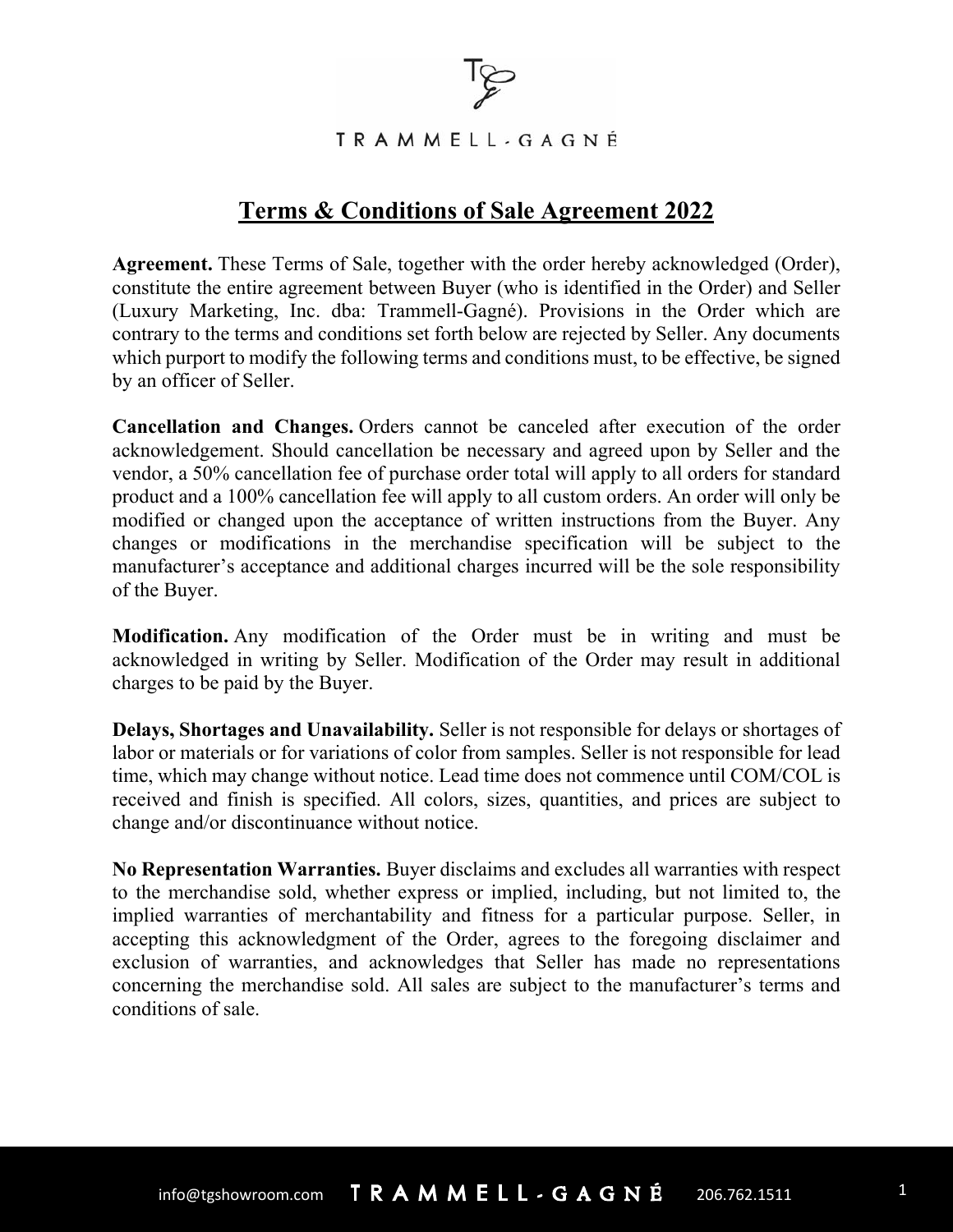TRAMMELL-GAGNÉ

# Terms & Conditions of Sale Agreement 2022

**Agreement.** These Terms of Sale, together with the order hereby acknowledged (Order), constitute the entire agreement between Buyer (who is identified in the Order) and Seller (Luxury Marketing, Inc. dba: Trammell-Gagné). Provisions in the Order which are contrary to the terms and conditions set forth below are rejected by Seller. Any documents which purport to modify the following terms and conditions must, to be effective, be signed by an officer of Seller.

**Cancellation and Changes.** Orders cannot be canceled after execution of the order acknowledgement. Should cancellation be necessary and agreed upon by Seller and the vendor, a 50% cancellation fee of purchase order total will apply to all orders for standard product and a 100% cancellation fee will apply to all custom orders. An order will only be modified or changed upon the acceptance of written instructions from the Buyer. Any changes or modifications in the merchandise specification will be subject to the manufacturer's acceptance and additional charges incurred will be the sole responsibility of the Buyer.

**Modification.** Any modification of the Order must be in writing and must be acknowledged in writing by Seller. Modification of the Order may result in additional charges to be paid by the Buyer.

**Delays, Shortages and Unavailability.** Seller is not responsible for delays or shortages of labor or materials or for variations of color from samples. Seller is not responsible for lead time, which may change without notice. Lead time does not commence until COM/COL is received and finish is specified. All colors, sizes, quantities, and prices are subject to change and/or discontinuance without notice.

**No Representation Warranties.** Buyer disclaims and excludes all warranties with respect to the merchandise sold, whether express or implied, including, but not limited to, the implied warranties of merchantability and fitness for a particular purpose. Seller, in accepting this acknowledgment of the Order, agrees to the foregoing disclaimer and exclusion of warranties, and acknowledges that Seller has made no representations concerning the merchandise sold. All sales are subject to the manufacturer's terms and conditions of sale.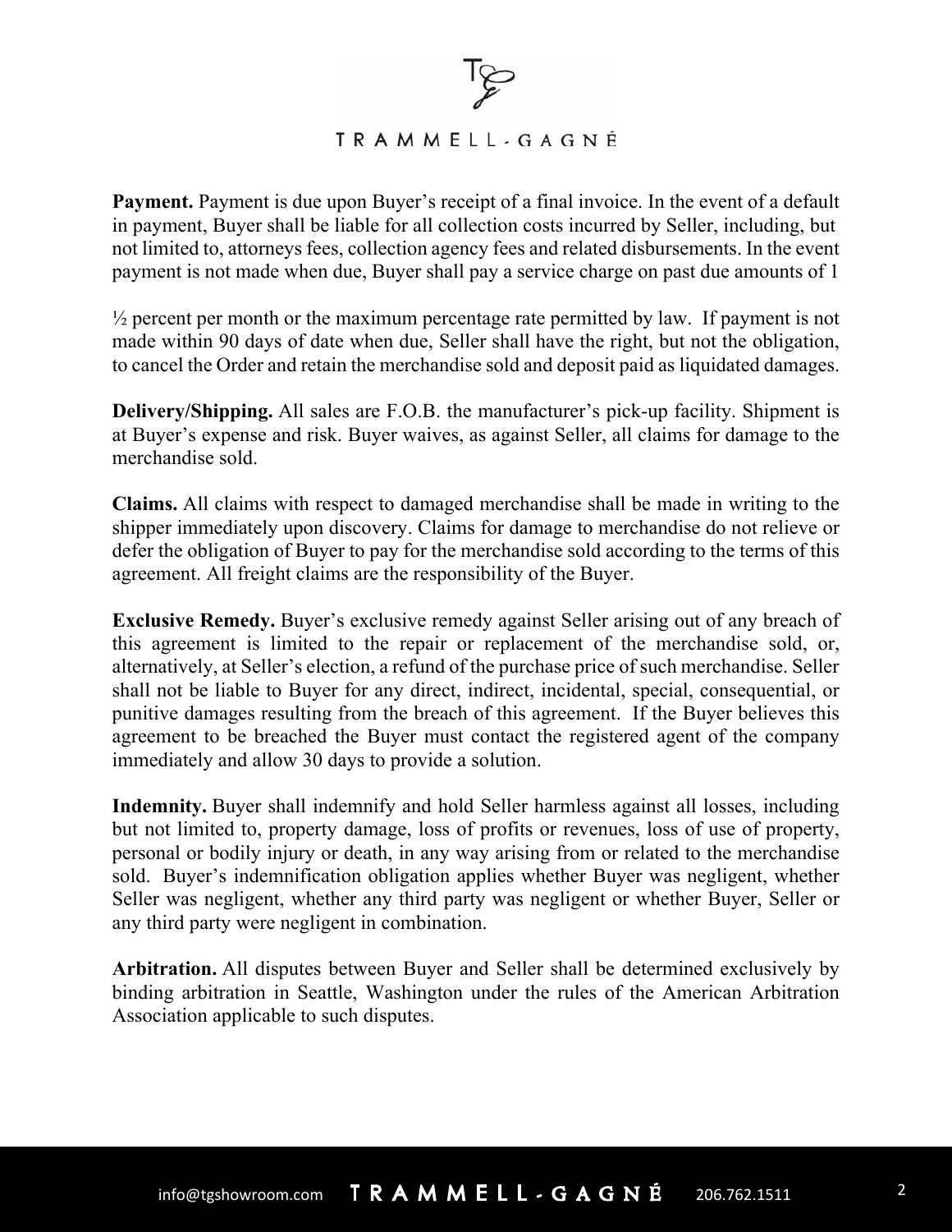**Payment.** Payment is due upon Buyer's receipt of a final invoice. In the event of a default in payment, Buyer shall be liable for all collection costs incurred by Seller, including, but not limited to, attorneys fees, collection agency fees and related disbursements. In the event payment is not made when due, Buyer shall pay a service charge on past due amounts of 1

½ percent per month or the maximum percentage rate permitted by law. If payment is not made within 90 days of date when due, Seller shall have the right, but not the obligation, to cancel the Order and retain the merchandise sold and deposit paid as liquidated damages.

**Delivery/Shipping.** All sales are F.O.B. the manufacturer's pick-up facility. Shipment is at Buyer's expense and risk. Buyer waives, as against Seller, all claims for damage to the merchandise sold.

**Claims.** All claims with respect to damaged merchandise shall be made in writing to the shipper immediately upon discovery. Claims for damage to merchandise do not relieve or defer the obligation of Buyer to pay for the merchandise sold according to the terms of this agreement. All freight claims are the responsibility of the Buyer.

**Exclusive Remedy.** Buyer's exclusive remedy against Seller arising out of any breach of this agreement is limited to the repair or replacement of the merchandise sold, or, alternatively, at Seller's election, a refund of the purchase price of such merchandise. Seller shall not be liable to Buyer for any direct, indirect, incidental, special, consequential, or punitive damages resulting from the breach of this agreement. If the Buyer believes this agreement to be breached the Buyer must contact the registered agent of the company immediately and allow 30 days to provide a solution.

**Indemnity.** Buyer shall indemnify and hold Seller harmless against all losses, including but not limited to, property damage, loss of profits or revenues, loss of use of property, personal or bodily injury or death, in any way arising from or related to the merchandise sold. Buyer's indemnification obligation applies whether Buyer was negligent, whether Seller was negligent, whether any third party was negligent or whether Buyer, Seller or any third party were negligent in combination.

**Arbitration.** All disputes between Buyer and Seller shall be determined exclusively by binding arbitration in Seattle, Washington under the rules of the American Arbitration Association applicable to such disputes.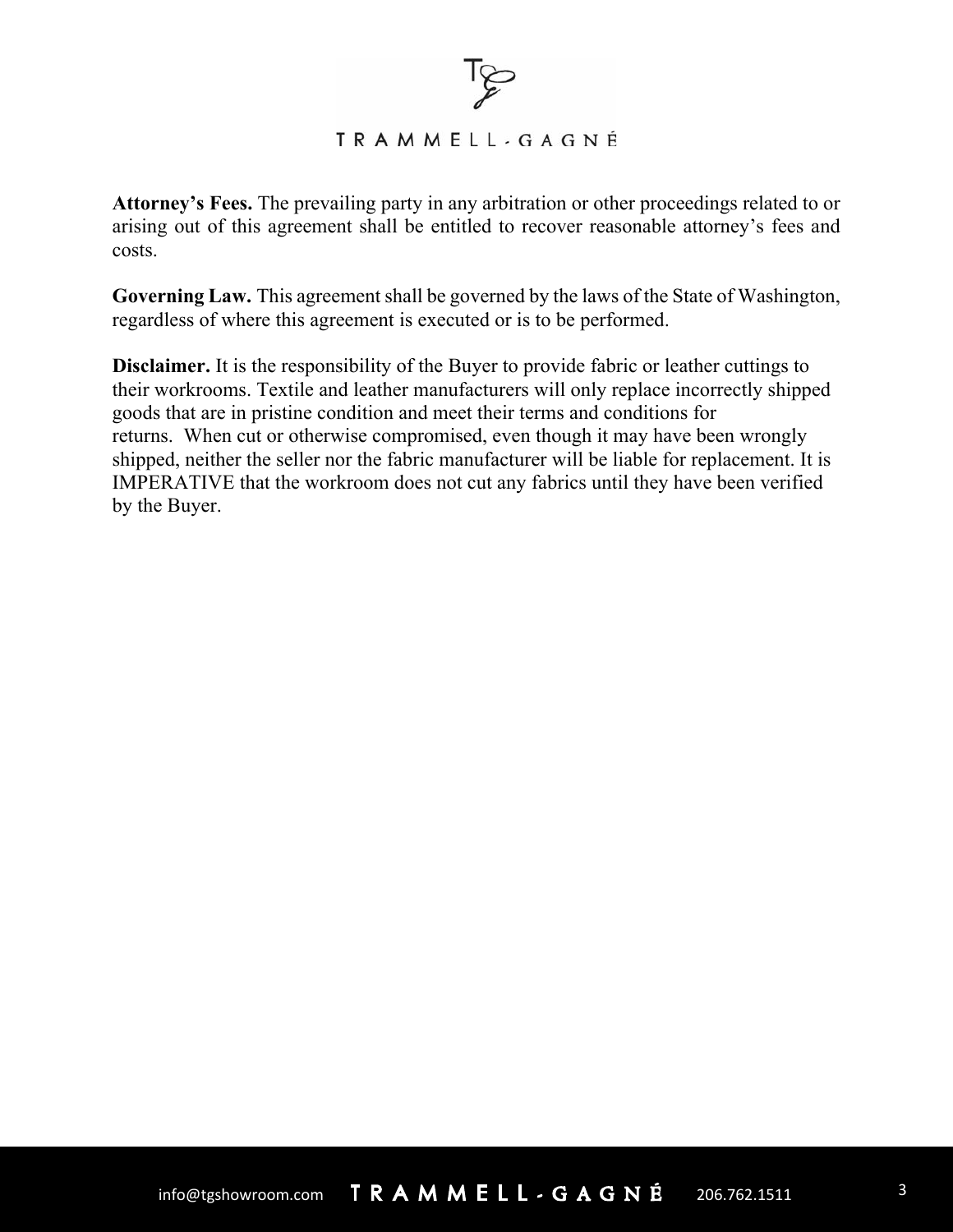**Attorney's Fees.** The prevailing party in any arbitration or other proceedings related to or arising out of this agreement shall be entitled to recover reasonable attorney's fees and costs.

**Governing Law.** This agreement shall be governed by the laws of the State of Washington, regardless of where this agreement is executed or is to be performed.

**Disclaimer.** It is the responsibility of the Buyer to provide fabric or leather cuttings to their workrooms. Textile and leather manufacturers will only replace incorrectly shipped goods that are in pristine condition and meet their terms and conditions for returns. When cut or otherwise compromised, even though it may have been wrongly shipped, neither the seller nor the fabric manufacturer will be liable for replacement. It is IMPERATIVE that the workroom does not cut any fabrics until they have been verified by the Buyer.